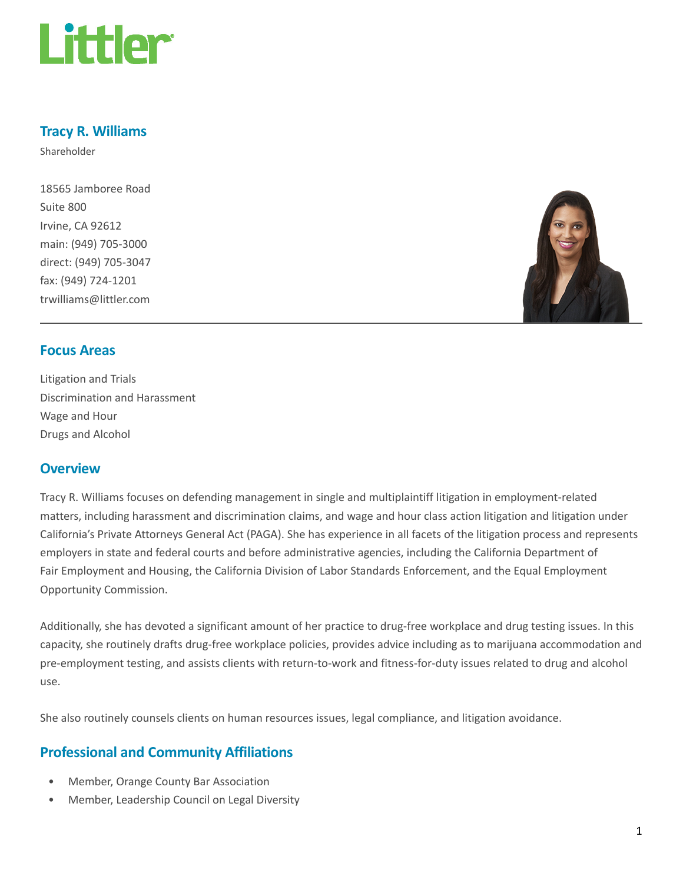Littler

# Tracy R. Williams

Shareholder

18565 Jamboree Road
Suite 800
Irvine, CA 92612
main: (949) 705-3000
direct: (949) 705-3047
fax: (949) 724-1201
trwilliams@littler.com

## Focus Areas

Litigation and Trials
Discrimination and Harassment
Wage and Hour
Drugs and Alcohol

## Overview

Tracy R. Williams focuses on defending management in single and multiplaintiff litigation in employment-related matters, including harassment and discrimination claims, and wage and hour class action litigation and litigation under California's Private Attorneys General Act (PAGA). She has experience in all facets of the litigation process and represents employers in state and federal courts and before administrative agencies, including the California Department of Fair Employment and Housing, the California Division of Labor Standards Enforcement, and the Equal Employment Opportunity Commission.

Additionally, she has devoted a significant amount of her practice to drug-free workplace and drug testing issues. In this capacity, she routinely drafts drug-free workplace policies, provides advice including as to marijuana accommodation and pre-employment testing, and assists clients with return-to-work and fitness-for-duty issues related to drug and alcohol use.

She also routinely counsels clients on human resources issues, legal compliance, and litigation avoidance.

## Professional and Community Affiliations

- Member, Orange County Bar Association
- Member, Leadership Council on Legal Diversity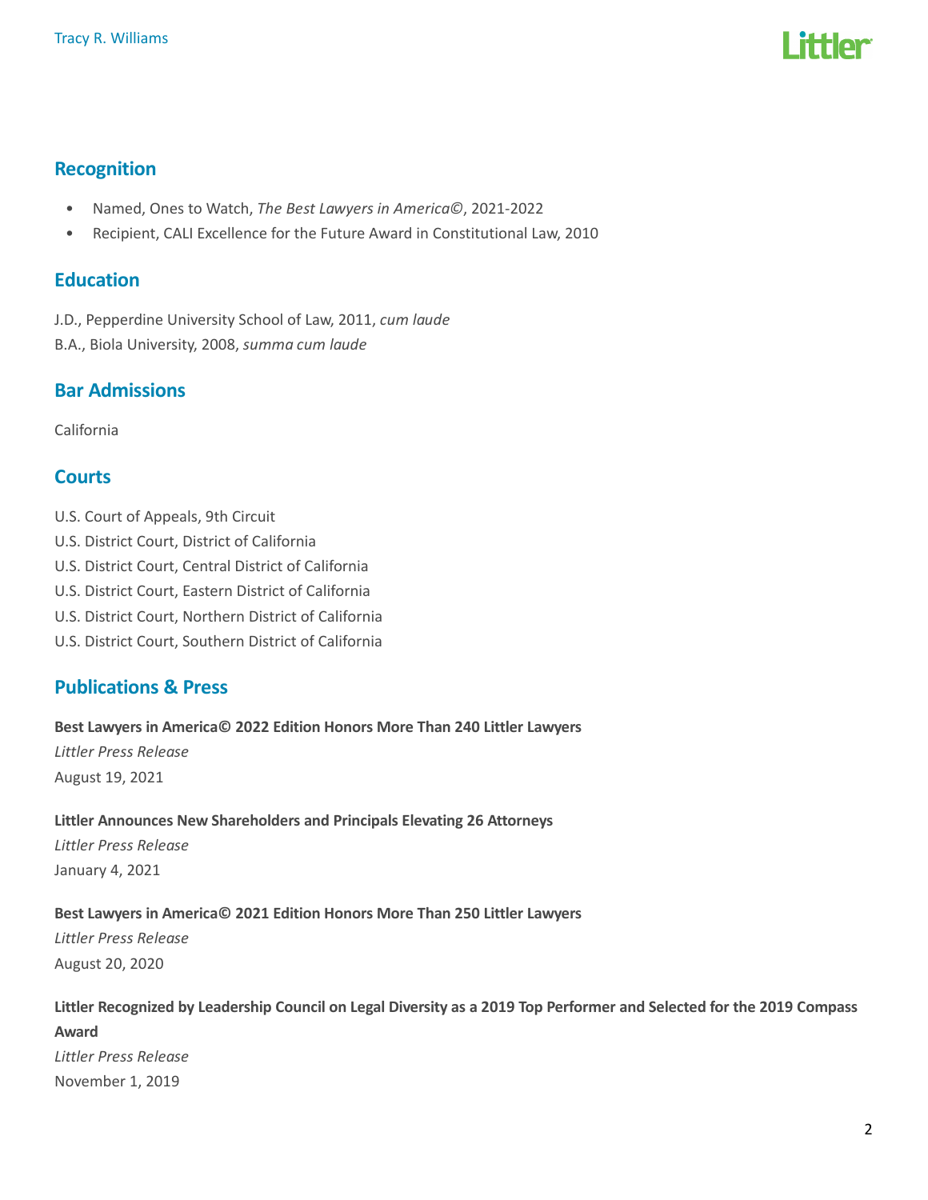## Recognition

- Named, Ones to Watch, *The Best Lawyers in America©*, 2021-2022
- Recipient, CALI Excellence for the Future Award in Constitutional Law, 2010

## Education

J.D., Pepperdine University School of Law, 2011, *cum laude*
B.A., Biola University, 2008, *summa cum laude*

## Bar Admissions

California

## Courts

U.S. Court of Appeals, 9th Circuit
U.S. District Court, District of California
U.S. District Court, Central District of California
U.S. District Court, Eastern District of California
U.S. District Court, Northern District of California
U.S. District Court, Southern District of California

## Publications & Press

**Best Lawyers in America© 2022 Edition Honors More Than 240 Littler Lawyers**
*Littler Press Release*
August 19, 2021

**Littler Announces New Shareholders and Principals Elevating 26 Attorneys**
*Littler Press Release*
January 4, 2021

**Best Lawyers in America© 2021 Edition Honors More Than 250 Littler Lawyers**
*Littler Press Release*
August 20, 2020

**Littler Recognized by Leadership Council on Legal Diversity as a 2019 Top Performer and Selected for the 2019 Compass Award**
*Littler Press Release*
November 1, 2019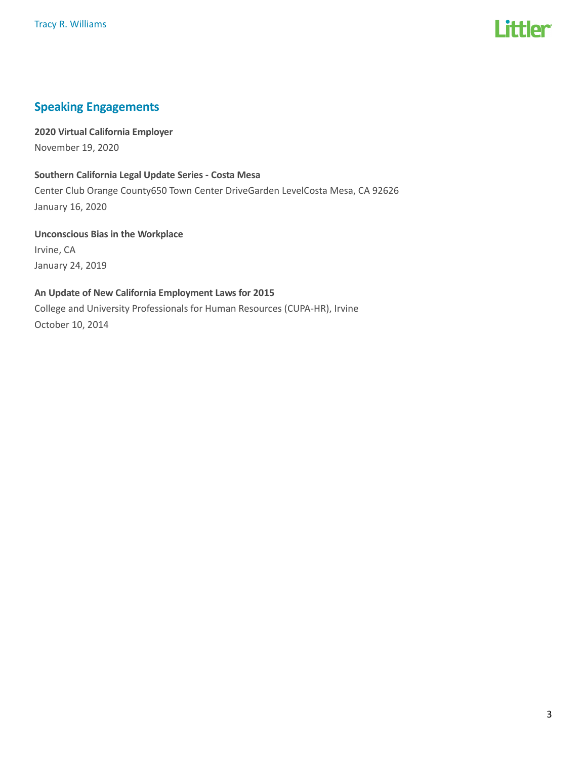## Speaking Engagements

**2020 Virtual California Employer**
November 19, 2020

**Southern California Legal Update Series - Costa Mesa**
Center Club Orange County650 Town Center DriveGarden LevelCosta Mesa, CA 92626
January 16, 2020

**Unconscious Bias in the Workplace**
Irvine, CA
January 24, 2019

**An Update of New California Employment Laws for 2015**
College and University Professionals for Human Resources (CUPA-HR), Irvine
October 10, 2014